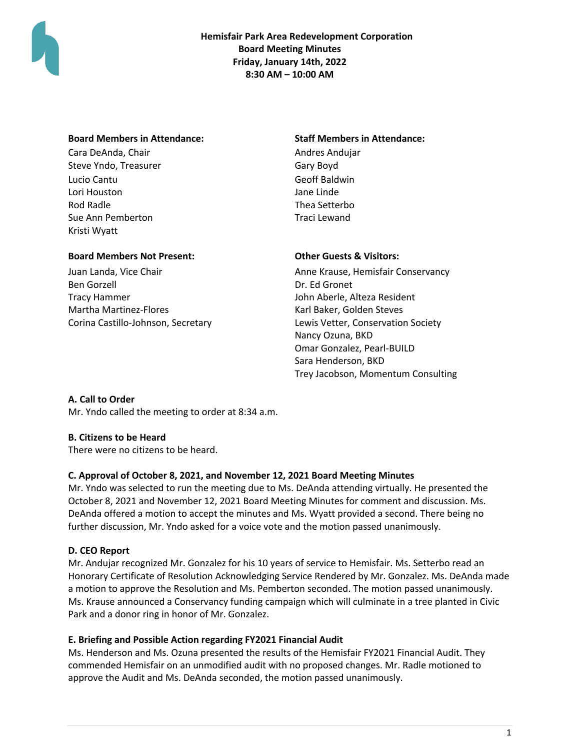**Hemisfair Park Area Redevelopment Corporation**
**Board Meeting Minutes**
**Friday, January 14th, 2022**
**8:30 AM – 10:00 AM**

**Board Members in Attendance:**
Cara DeAnda, Chair
Steve Yndo, Treasurer
Lucio Cantu
Lori Houston
Rod Radle
Sue Ann Pemberton
Kristi Wyatt

**Staff Members in Attendance:**
Andres Andujar
Gary Boyd
Geoff Baldwin
Jane Linde
Thea Setterbo
Traci Lewand

**Board Members Not Present:**
Juan Landa, Vice Chair
Ben Gorzell
Tracy Hammer
Martha Martinez-Flores
Corina Castillo-Johnson, Secretary

**Other Guests & Visitors:**
Anne Krause, Hemisfair Conservancy
Dr. Ed Gronet
John Aberle, Alteza Resident
Karl Baker, Golden Steves
Lewis Vetter, Conservation Society
Nancy Ozuna, BKD
Omar Gonzalez, Pearl-BUILD
Sara Henderson, BKD
Trey Jacobson, Momentum Consulting

**A. Call to Order**
Mr. Yndo called the meeting to order at 8:34 a.m.

**B. Citizens to be Heard**
There were no citizens to be heard.

**C. Approval of October 8, 2021, and November 12, 2021 Board Meeting Minutes**
Mr. Yndo was selected to run the meeting due to Ms. DeAnda attending virtually. He presented the October 8, 2021 and November 12, 2021 Board Meeting Minutes for comment and discussion. Ms. DeAnda offered a motion to accept the minutes and Ms. Wyatt provided a second. There being no further discussion, Mr. Yndo asked for a voice vote and the motion passed unanimously.

**D. CEO Report**
Mr. Andujar recognized Mr. Gonzalez for his 10 years of service to Hemisfair. Ms. Setterbo read an Honorary Certificate of Resolution Acknowledging Service Rendered by Mr. Gonzalez. Ms. DeAnda made a motion to approve the Resolution and Ms. Pemberton seconded. The motion passed unanimously. Ms. Krause announced a Conservancy funding campaign which will culminate in a tree planted in Civic Park and a donor ring in honor of Mr. Gonzalez.

**E. Briefing and Possible Action regarding FY2021 Financial Audit**
Ms. Henderson and Ms. Ozuna presented the results of the Hemisfair FY2021 Financial Audit. They commended Hemisfair on an unmodified audit with no proposed changes. Mr. Radle motioned to approve the Audit and Ms. DeAnda seconded, the motion passed unanimously.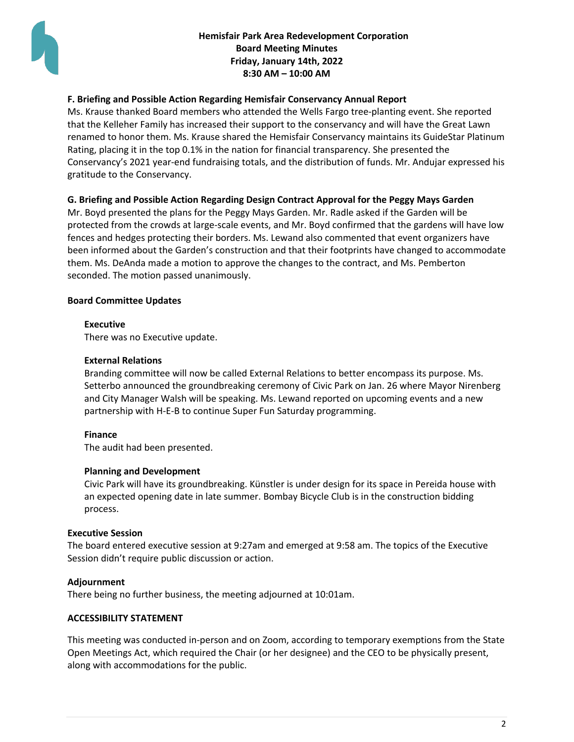### F. Briefing and Possible Action Regarding Hemisfair Conservancy Annual Report

Ms. Krause thanked Board members who attended the Wells Fargo tree-planting event. She reported that the Kelleher Family has increased their support to the conservancy and will have the Great Lawn renamed to honor them. Ms. Krause shared the Hemisfair Conservancy maintains its GuideStar Platinum Rating, placing it in the top 0.1% in the nation for financial transparency. She presented the Conservancy's 2021 year-end fundraising totals, and the distribution of funds. Mr. Andujar expressed his gratitude to the Conservancy.

### G. Briefing and Possible Action Regarding Design Contract Approval for the Peggy Mays Garden

Mr. Boyd presented the plans for the Peggy Mays Garden. Mr. Radle asked if the Garden will be protected from the crowds at large-scale events, and Mr. Boyd confirmed that the gardens will have low fences and hedges protecting their borders. Ms. Lewand also commented that event organizers have been informed about the Garden's construction and that their footprints have changed to accommodate them. Ms. DeAnda made a motion to approve the changes to the contract, and Ms. Pemberton seconded. The motion passed unanimously.

### Board Committee Updates

#### Executive

There was no Executive update.

#### External Relations

Branding committee will now be called External Relations to better encompass its purpose. Ms. Setterbo announced the groundbreaking ceremony of Civic Park on Jan. 26 where Mayor Nirenberg and City Manager Walsh will be speaking. Ms. Lewand reported on upcoming events and a new partnership with H-E-B to continue Super Fun Saturday programming.

#### Finance

The audit had been presented.

#### Planning and Development

Civic Park will have its groundbreaking. Künstler is under design for its space in Pereida house with an expected opening date in late summer. Bombay Bicycle Club is in the construction bidding process.

### Executive Session

The board entered executive session at 9:27am and emerged at 9:58 am. The topics of the Executive Session didn't require public discussion or action.

### Adjournment

There being no further business, the meeting adjourned at 10:01am.

### ACCESSIBILITY STATEMENT

This meeting was conducted in-person and on Zoom, according to temporary exemptions from the State Open Meetings Act, which required the Chair (or her designee) and the CEO to be physically present, along with accommodations for the public.